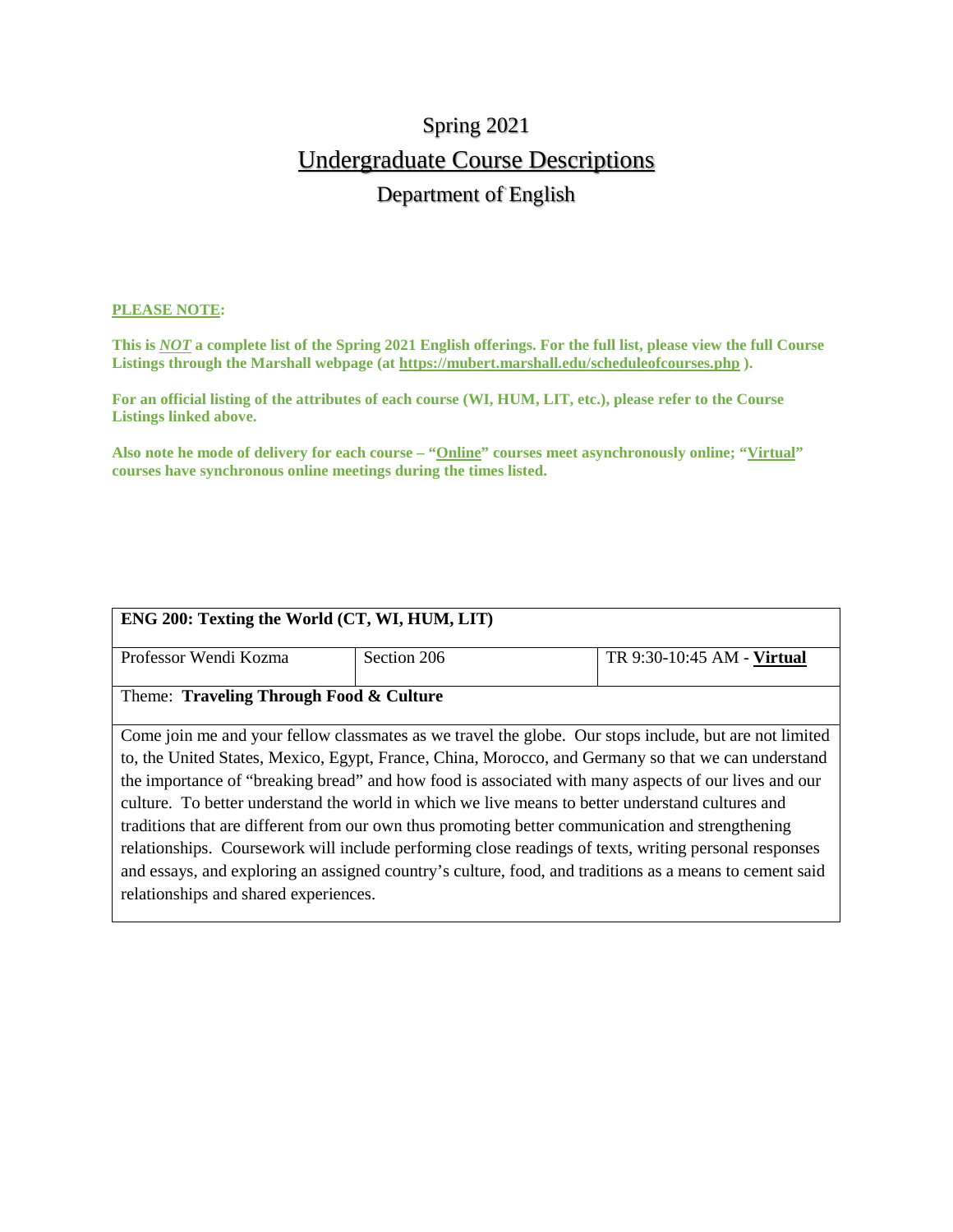# Spring 2021

## Undergraduate Course Descriptions

### Department of English

**PLEASE NOTE:**

**This is *NOT* a complete list of the Spring 2021 English offerings. For the full list, please view the full Course Listings through the Marshall webpage (at https://mubert.marshall.edu/scheduleofcourses.php ).**

**For an official listing of the attributes of each course (WI, HUM, LIT, etc.), please refer to the Course Listings linked above.**

**Also note he mode of delivery for each course – "Online" courses meet asynchronously online; "Virtual" courses have synchronous online meetings during the times listed.**

| **ENG 200: Texting the World (CT, WI, HUM, LIT)** | | |
|---|---|---|
| Professor Wendi Kozma | Section 206 | TR 9:30-10:45 AM - **Virtual** |
| Theme: **Traveling Through Food & Culture** | | |
| Come join me and your fellow classmates as we travel the globe. Our stops include, but are not limited to, the United States, Mexico, Egypt, France, China, Morocco, and Germany so that we can understand the importance of "breaking bread" and how food is associated with many aspects of our lives and our culture. To better understand the world in which we live means to better understand cultures and traditions that are different from our own thus promoting better communication and strengthening relationships. Coursework will include performing close readings of texts, writing personal responses and essays, and exploring an assigned country's culture, food, and traditions as a means to cement said relationships and shared experiences. | | |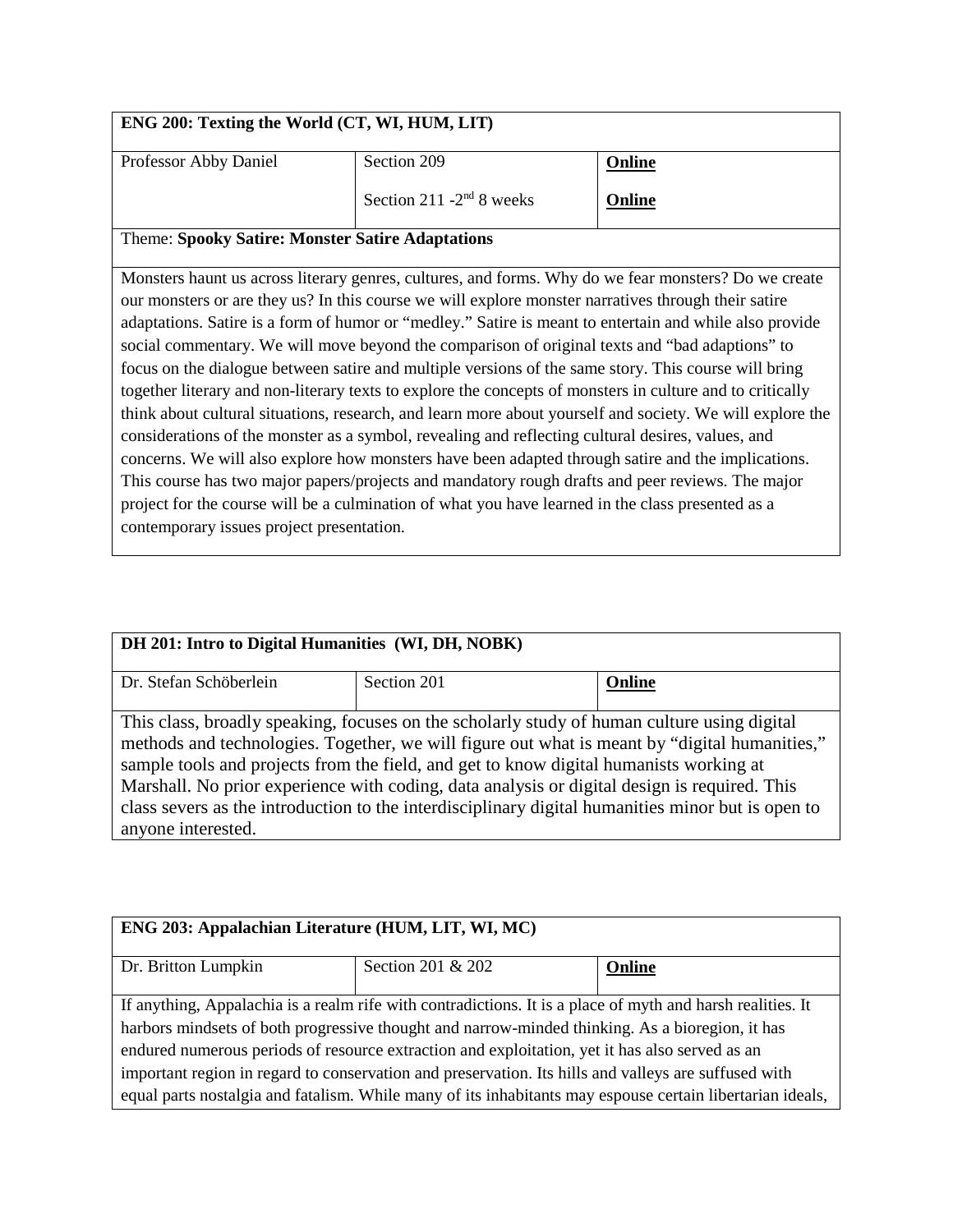| ENG 200: Texting the World (CT, WI, HUM, LIT) | | |
| --- | --- | --- |
| Professor Abby Daniel | Section 209<br><br>Section 211 -2nd 8 weeks | **Online**<br><br>**Online** |
| Theme: **Spooky Satire: Monster Satire Adaptations** | | |
| Monsters haunt us across literary genres, cultures, and forms. Why do we fear monsters? Do we create our monsters or are they us? In this course we will explore monster narratives through their satire adaptations. Satire is a form of humor or "medley." Satire is meant to entertain and while also provide social commentary. We will move beyond the comparison of original texts and "bad adaptions" to focus on the dialogue between satire and multiple versions of the same story. This course will bring together literary and non-literary texts to explore the concepts of monsters in culture and to critically think about cultural situations, research, and learn more about yourself and society. We will explore the considerations of the monster as a symbol, revealing and reflecting cultural desires, values, and concerns. We will also explore how monsters have been adapted through satire and the implications. This course has two major papers/projects and mandatory rough drafts and peer reviews. The major project for the course will be a culmination of what you have learned in the class presented as a contemporary issues project presentation. | | |

| DH 201: Intro to Digital Humanities (WI, DH, NOBK) | | |
| --- | --- | --- |
| Dr. Stefan Schöberlein | Section 201 | **Online** |
| This class, broadly speaking, focuses on the scholarly study of human culture using digital methods and technologies. Together, we will figure out what is meant by "digital humanities," sample tools and projects from the field, and get to know digital humanists working at Marshall. No prior experience with coding, data analysis or digital design is required. This class severs as the introduction to the interdisciplinary digital humanities minor but is open to anyone interested. | | |

| ENG 203: Appalachian Literature (HUM, LIT, WI, MC) | | |
| --- | --- | --- |
| Dr. Britton Lumpkin | Section 201 & 202 | **Online** |
| If anything, Appalachia is a realm rife with contradictions. It is a place of myth and harsh realities. It harbors mindsets of both progressive thought and narrow-minded thinking. As a bioregion, it has endured numerous periods of resource extraction and exploitation, yet it has also served as an important region in regard to conservation and preservation. Its hills and valleys are suffused with equal parts nostalgia and fatalism. While many of its inhabitants may espouse certain libertarian ideals, | | |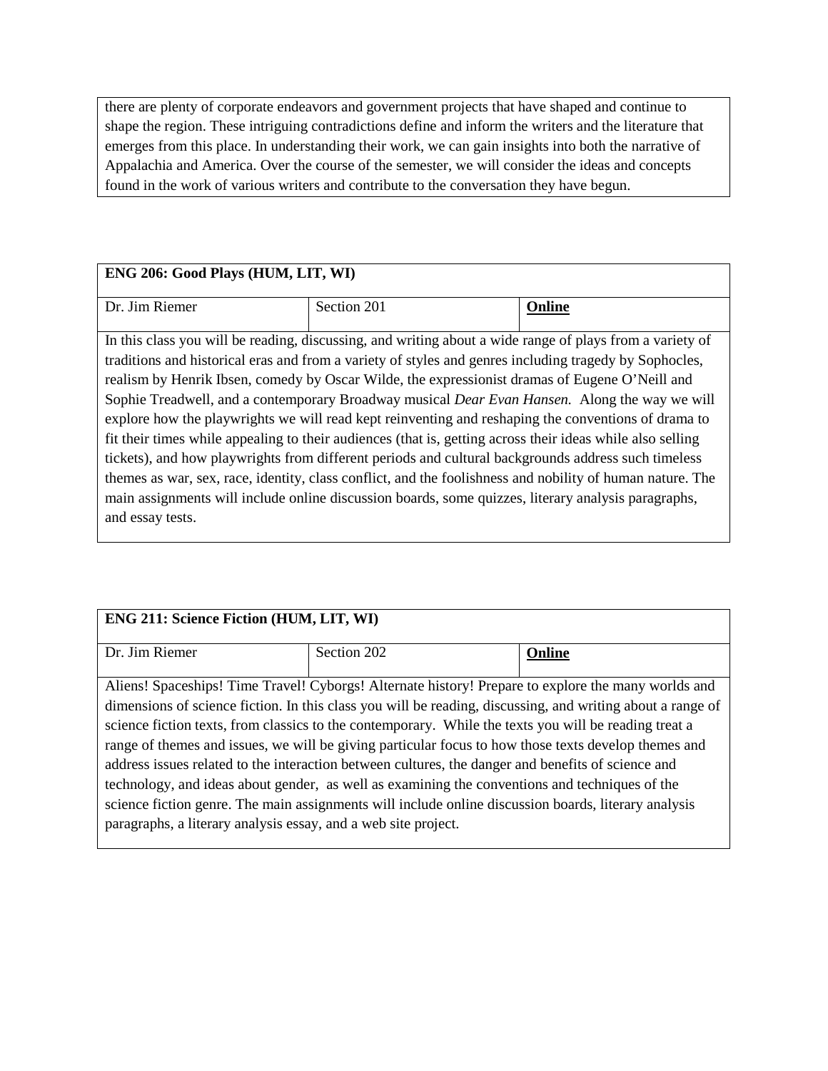there are plenty of corporate endeavors and government projects that have shaped and continue to shape the region. These intriguing contradictions define and inform the writers and the literature that emerges from this place. In understanding their work, we can gain insights into both the narrative of Appalachia and America. Over the course of the semester, we will consider the ideas and concepts found in the work of various writers and contribute to the conversation they have begun.

| **ENG 206: Good Plays (HUM, LIT, WI)** | | |
|---|---|---|
| Dr. Jim Riemer | Section 201 | **Online** |

In this class you will be reading, discussing, and writing about a wide range of plays from a variety of traditions and historical eras and from a variety of styles and genres including tragedy by Sophocles, realism by Henrik Ibsen, comedy by Oscar Wilde, the expressionist dramas of Eugene O'Neill and Sophie Treadwell, and a contemporary Broadway musical *Dear Evan Hansen.* Along the way we will explore how the playwrights we will read kept reinventing and reshaping the conventions of drama to fit their times while appealing to their audiences (that is, getting across their ideas while also selling tickets), and how playwrights from different periods and cultural backgrounds address such timeless themes as war, sex, race, identity, class conflict, and the foolishness and nobility of human nature. The main assignments will include online discussion boards, some quizzes, literary analysis paragraphs, and essay tests.

| **ENG 211: Science Fiction (HUM, LIT, WI)** | | |
|---|---|---|
| Dr. Jim Riemer | Section 202 | **Online** |

Aliens! Spaceships! Time Travel! Cyborgs! Alternate history! Prepare to explore the many worlds and dimensions of science fiction. In this class you will be reading, discussing, and writing about a range of science fiction texts, from classics to the contemporary. While the texts you will be reading treat a range of themes and issues, we will be giving particular focus to how those texts develop themes and address issues related to the interaction between cultures, the danger and benefits of science and technology, and ideas about gender, as well as examining the conventions and techniques of the science fiction genre. The main assignments will include online discussion boards, literary analysis paragraphs, a literary analysis essay, and a web site project.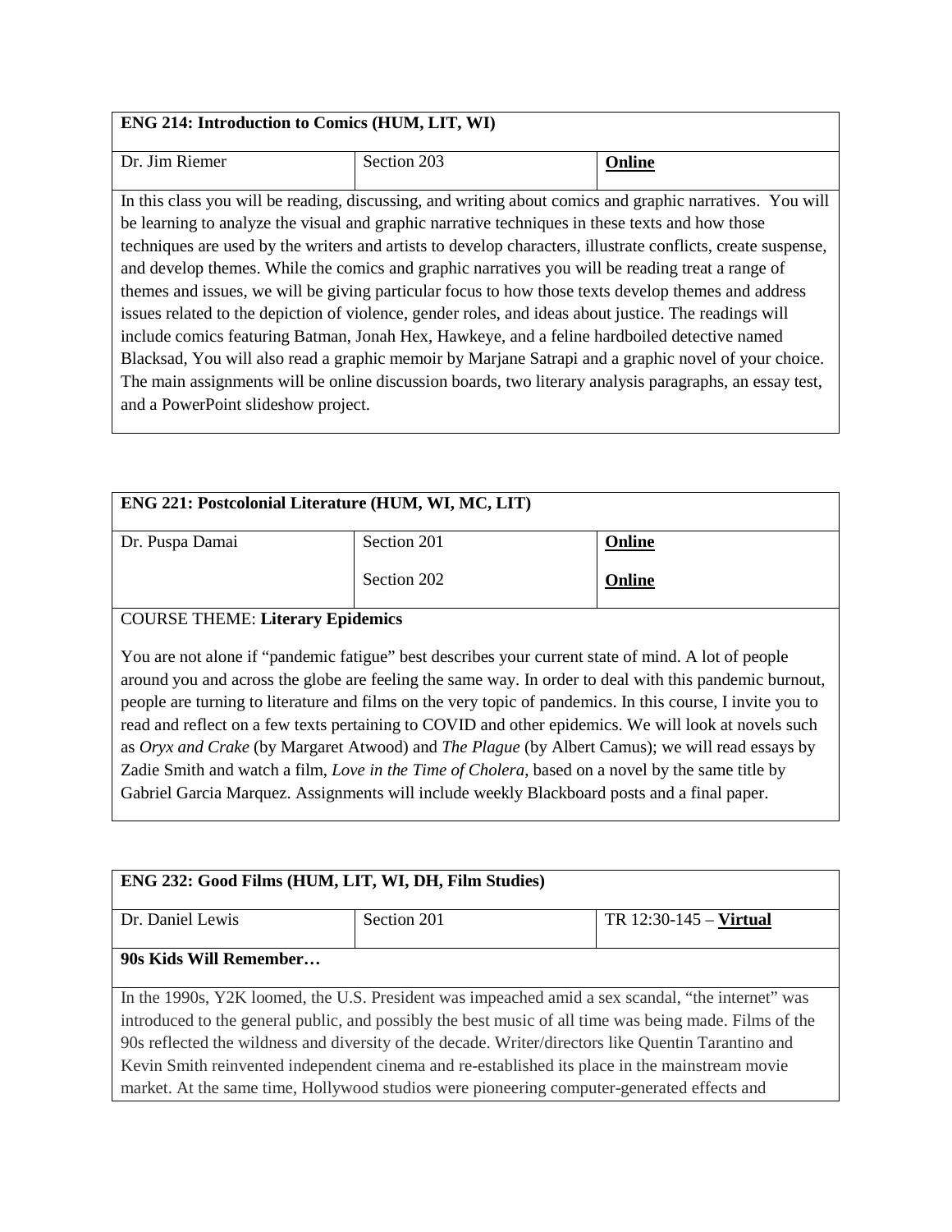| **ENG 214: Introduction to Comics (HUM, LIT, WI)** | | |
|---|---|---|
| Dr. Jim Riemer | Section 203 | **Online** |

In this class you will be reading, discussing, and writing about comics and graphic narratives. You will be learning to analyze the visual and graphic narrative techniques in these texts and how those techniques are used by the writers and artists to develop characters, illustrate conflicts, create suspense, and develop themes. While the comics and graphic narratives you will be reading treat a range of themes and issues, we will be giving particular focus to how those texts develop themes and address issues related to the depiction of violence, gender roles, and ideas about justice. The readings will include comics featuring Batman, Jonah Hex, Hawkeye, and a feline hardboiled detective named Blacksad, You will also read a graphic memoir by Marjane Satrapi and a graphic novel of your choice. The main assignments will be online discussion boards, two literary analysis paragraphs, an essay test, and a PowerPoint slideshow project.

| **ENG 221: Postcolonial Literature (HUM, WI, MC, LIT)** | | |
|---|---|---|
| Dr. Puspa Damai | Section 201 | **Online** |
| | Section 202 | **Online** |

COURSE THEME: **Literary Epidemics**

You are not alone if "pandemic fatigue" best describes your current state of mind. A lot of people around you and across the globe are feeling the same way. In order to deal with this pandemic burnout, people are turning to literature and films on the very topic of pandemics. In this course, I invite you to read and reflect on a few texts pertaining to COVID and other epidemics. We will look at novels such as *Oryx and Crake* (by Margaret Atwood) and *The Plague* (by Albert Camus); we will read essays by Zadie Smith and watch a film, *Love in the Time of Cholera*, based on a novel by the same title by Gabriel Garcia Marquez. Assignments will include weekly Blackboard posts and a final paper.

| **ENG 232: Good Films (HUM, LIT, WI, DH, Film Studies)** | | |
|---|---|---|
| Dr. Daniel Lewis | Section 201 | TR 12:30-145 – **Virtual** |

**90s Kids Will Remember…**

In the 1990s, Y2K loomed, the U.S. President was impeached amid a sex scandal, "the internet" was introduced to the general public, and possibly the best music of all time was being made. Films of the 90s reflected the wildness and diversity of the decade. Writer/directors like Quentin Tarantino and Kevin Smith reinvented independent cinema and re-established its place in the mainstream movie market. At the same time, Hollywood studios were pioneering computer-generated effects and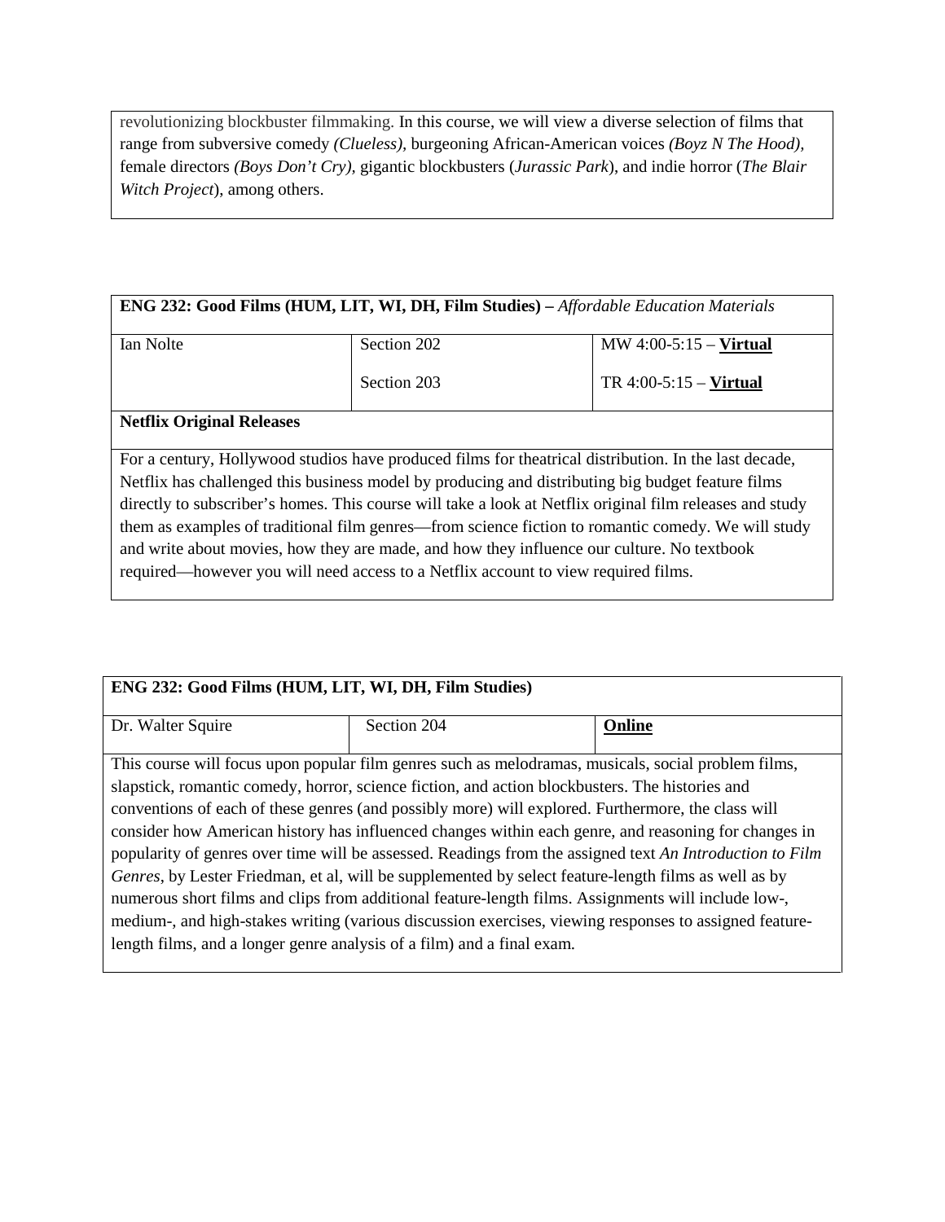revolutionizing blockbuster filmmaking. In this course, we will view a diverse selection of films that range from subversive comedy *(Clueless)*, burgeoning African-American voices *(Boyz N The Hood)*, female directors *(Boys Don't Cry)*, gigantic blockbusters (*Jurassic Park*), and indie horror (*The Blair Witch Project*), among others.

| **ENG 232: Good Films (HUM, LIT, WI, DH, Film Studies) –** *Affordable Education Materials* | | |
|---|---|---|
| Ian Nolte | Section 202<br>Section 203 | MW 4:00-5:15 – **Virtual**<br>TR 4:00-5:15 – **Virtual** |

**Netflix Original Releases**

For a century, Hollywood studios have produced films for theatrical distribution. In the last decade, Netflix has challenged this business model by producing and distributing big budget feature films directly to subscriber's homes. This course will take a look at Netflix original film releases and study them as examples of traditional film genres—from science fiction to romantic comedy. We will study and write about movies, how they are made, and how they influence our culture. No textbook required—however you will need access to a Netflix account to view required films.

| **ENG 232: Good Films (HUM, LIT, WI, DH, Film Studies)** | | |
|---|---|---|
| Dr. Walter Squire | Section 204 | **Online** |

This course will focus upon popular film genres such as melodramas, musicals, social problem films, slapstick, romantic comedy, horror, science fiction, and action blockbusters. The histories and conventions of each of these genres (and possibly more) will explored. Furthermore, the class will consider how American history has influenced changes within each genre, and reasoning for changes in popularity of genres over time will be assessed. Readings from the assigned text *An Introduction to Film Genres*, by Lester Friedman, et al, will be supplemented by select feature-length films as well as by numerous short films and clips from additional feature-length films. Assignments will include low-, medium-, and high-stakes writing (various discussion exercises, viewing responses to assigned feature-length films, and a longer genre analysis of a film) and a final exam.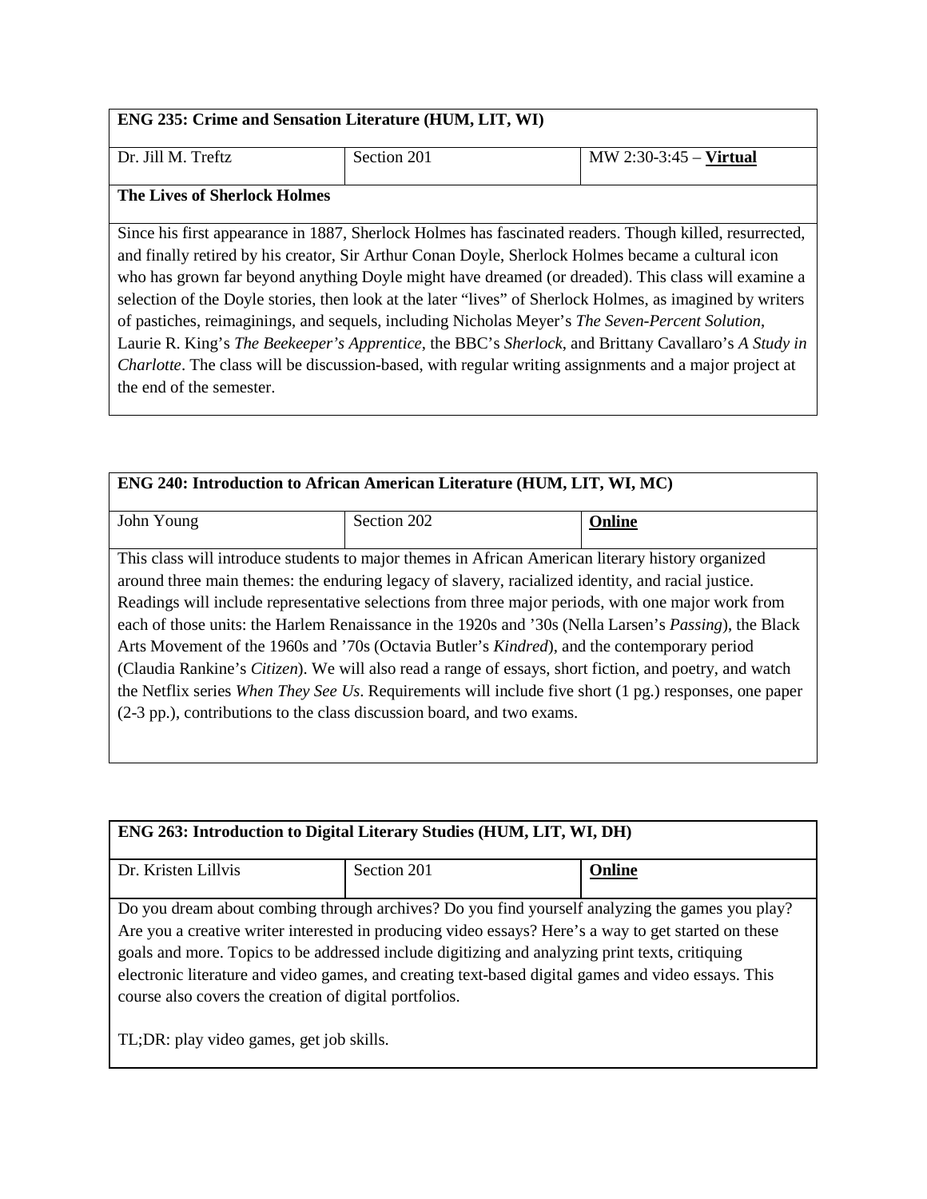| **ENG 235: Crime and Sensation Literature (HUM, LIT, WI)** | | |
|---|---|---|
| Dr. Jill M. Treftz | Section 201 | MW 2:30-3:45 – **Virtual** |
| **The Lives of Sherlock Holmes** | | |
| Since his first appearance in 1887, Sherlock Holmes has fascinated readers. Though killed, resurrected, and finally retired by his creator, Sir Arthur Conan Doyle, Sherlock Holmes became a cultural icon who has grown far beyond anything Doyle might have dreamed (or dreaded). This class will examine a selection of the Doyle stories, then look at the later "lives" of Sherlock Holmes, as imagined by writers of pastiches, reimaginings, and sequels, including Nicholas Meyer's *The Seven-Percent Solution*, Laurie R. King's *The Beekeeper's Apprentice*, the BBC's *Sherlock*, and Brittany Cavallaro's *A Study in Charlotte*. The class will be discussion-based, with regular writing assignments and a major project at the end of the semester. | | |

| **ENG 240: Introduction to African American Literature (HUM, LIT, WI, MC)** | | |
|---|---|---|
| John Young | Section 202 | **Online** |
| This class will introduce students to major themes in African American literary history organized around three main themes: the enduring legacy of slavery, racialized identity, and racial justice. Readings will include representative selections from three major periods, with one major work from each of those units: the Harlem Renaissance in the 1920s and '30s (Nella Larsen's *Passing*), the Black Arts Movement of the 1960s and '70s (Octavia Butler's *Kindred*), and the contemporary period (Claudia Rankine's *Citizen*). We will also read a range of essays, short fiction, and poetry, and watch the Netflix series *When They See Us*. Requirements will include five short (1 pg.) responses, one paper (2-3 pp.), contributions to the class discussion board, and two exams. | | |

| **ENG 263: Introduction to Digital Literary Studies (HUM, LIT, WI, DH)** | | |
|---|---|---|
| Dr. Kristen Lillvis | Section 201 | **Online** |
| Do you dream about combing through archives? Do you find yourself analyzing the games you play? Are you a creative writer interested in producing video essays? Here's a way to get started on these goals and more. Topics to be addressed include digitizing and analyzing print texts, critiquing electronic literature and video games, and creating text-based digital games and video essays. This course also covers the creation of digital portfolios.<br><br>TL;DR: play video games, get job skills. | | |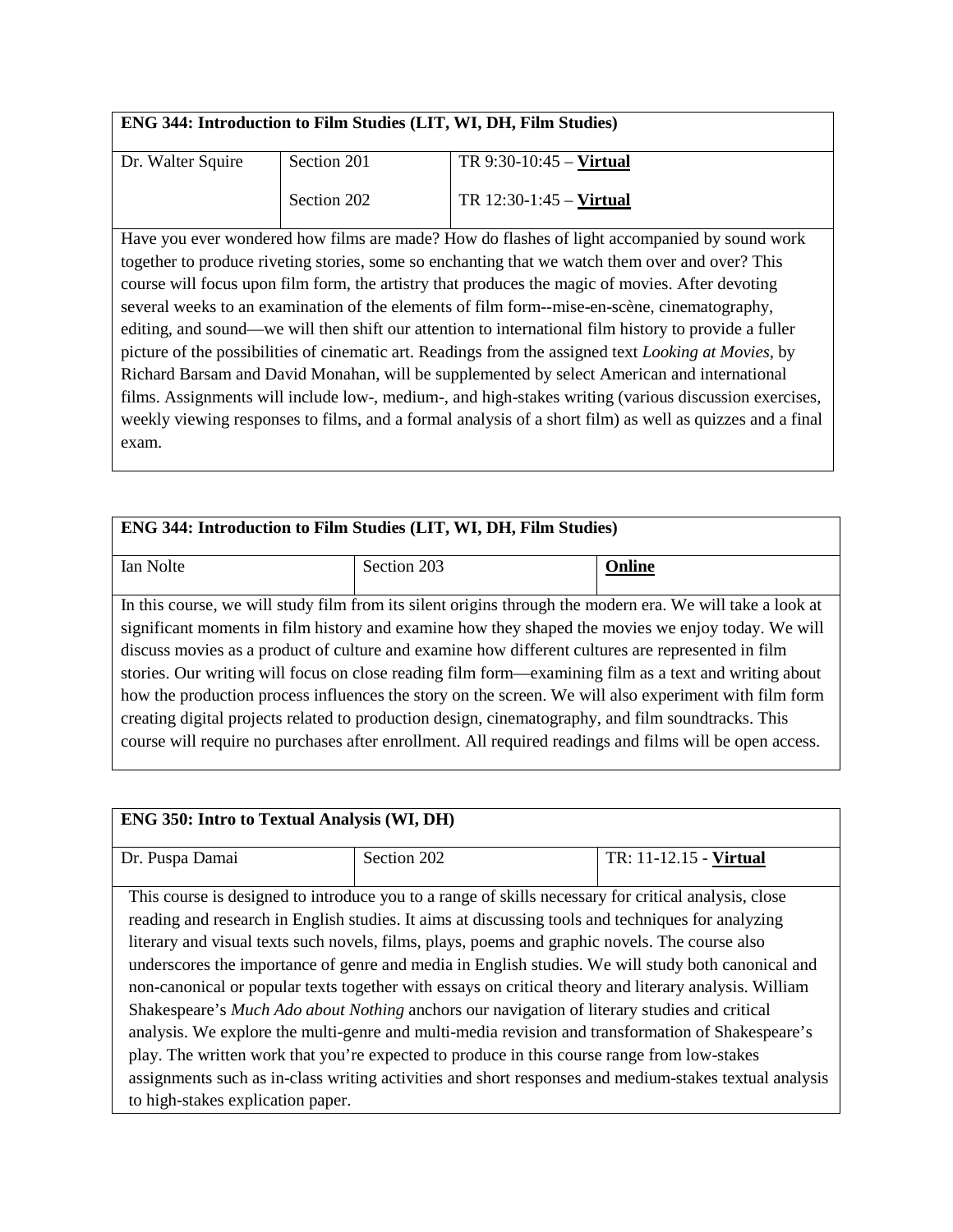| **ENG 344: Introduction to Film Studies (LIT, WI, DH, Film Studies)** | | |
|---|---|---|
| Dr. Walter Squire | Section 201 | TR 9:30-10:45 – **Virtual** |
| | Section 202 | TR 12:30-1:45 – **Virtual** |

Have you ever wondered how films are made? How do flashes of light accompanied by sound work together to produce riveting stories, some so enchanting that we watch them over and over? This course will focus upon film form, the artistry that produces the magic of movies. After devoting several weeks to an examination of the elements of film form--mise-en-scène, cinematography, editing, and sound—we will then shift our attention to international film history to provide a fuller picture of the possibilities of cinematic art. Readings from the assigned text *Looking at Movies*, by Richard Barsam and David Monahan, will be supplemented by select American and international films. Assignments will include low-, medium-, and high-stakes writing (various discussion exercises, weekly viewing responses to films, and a formal analysis of a short film) as well as quizzes and a final exam.

| **ENG 344: Introduction to Film Studies (LIT, WI, DH, Film Studies)** | | |
|---|---|---|
| Ian Nolte | Section 203 | **Online** |

In this course, we will study film from its silent origins through the modern era. We will take a look at significant moments in film history and examine how they shaped the movies we enjoy today. We will discuss movies as a product of culture and examine how different cultures are represented in film stories. Our writing will focus on close reading film form—examining film as a text and writing about how the production process influences the story on the screen. We will also experiment with film form creating digital projects related to production design, cinematography, and film soundtracks. This course will require no purchases after enrollment. All required readings and films will be open access.

| **ENG 350: Intro to Textual Analysis (WI, DH)** | | |
|---|---|---|
| Dr. Puspa Damai | Section 202 | TR: 11-12.15 - **Virtual** |

This course is designed to introduce you to a range of skills necessary for critical analysis, close reading and research in English studies. It aims at discussing tools and techniques for analyzing literary and visual texts such novels, films, plays, poems and graphic novels. The course also underscores the importance of genre and media in English studies. We will study both canonical and non-canonical or popular texts together with essays on critical theory and literary analysis. William Shakespeare's *Much Ado about Nothing* anchors our navigation of literary studies and critical analysis. We explore the multi-genre and multi-media revision and transformation of Shakespeare's play. The written work that you're expected to produce in this course range from low-stakes assignments such as in-class writing activities and short responses and medium-stakes textual analysis to high-stakes explication paper.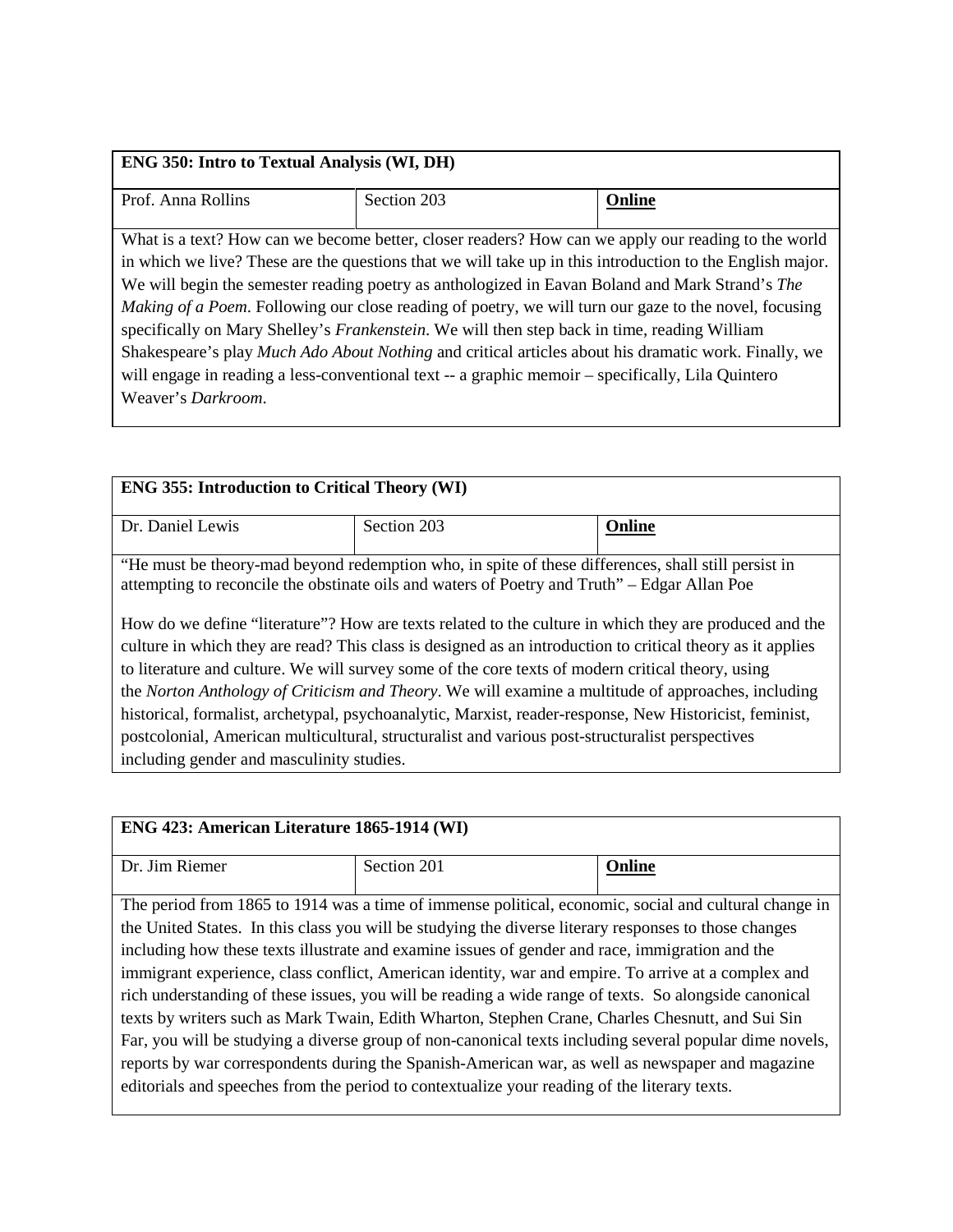| **ENG 350: Intro to Textual Analysis (WI, DH)** | | |
|---|---|---|
| Prof. Anna Rollins | Section 203 | **Online** |
| What is a text? How can we become better, closer readers? How can we apply our reading to the world in which we live? These are the questions that we will take up in this introduction to the English major. We will begin the semester reading poetry as anthologized in Eavan Boland and Mark Strand's *The Making of a Poem*. Following our close reading of poetry, we will turn our gaze to the novel, focusing specifically on Mary Shelley's *Frankenstein*. We will then step back in time, reading William Shakespeare's play *Much Ado About Nothing* and critical articles about his dramatic work. Finally, we will engage in reading a less-conventional text -- a graphic memoir – specifically, Lila Quintero Weaver's *Darkroom*. | | |

| **ENG 355: Introduction to Critical Theory (WI)** | | |
|---|---|---|
| Dr. Daniel Lewis | Section 203 | **Online** |
| "He must be theory-mad beyond redemption who, in spite of these differences, shall still persist in attempting to reconcile the obstinate oils and waters of Poetry and Truth" – Edgar Allan Poe<br><br>How do we define "literature"? How are texts related to the culture in which they are produced and the culture in which they are read? This class is designed as an introduction to critical theory as it applies to literature and culture. We will survey some of the core texts of modern critical theory, using the *Norton Anthology of Criticism and Theory*. We will examine a multitude of approaches, including historical, formalist, archetypal, psychoanalytic, Marxist, reader-response, New Historicist, feminist, postcolonial, American multicultural, structuralist and various post-structuralist perspectives including gender and masculinity studies. | | |

| **ENG 423: American Literature 1865-1914 (WI)** | | |
|---|---|---|
| Dr. Jim Riemer | Section 201 | **Online** |
| The period from 1865 to 1914 was a time of immense political, economic, social and cultural change in the United States. In this class you will be studying the diverse literary responses to those changes including how these texts illustrate and examine issues of gender and race, immigration and the immigrant experience, class conflict, American identity, war and empire. To arrive at a complex and rich understanding of these issues, you will be reading a wide range of texts. So alongside canonical texts by writers such as Mark Twain, Edith Wharton, Stephen Crane, Charles Chesnutt, and Sui Sin Far, you will be studying a diverse group of non-canonical texts including several popular dime novels, reports by war correspondents during the Spanish-American war, as well as newspaper and magazine editorials and speeches from the period to contextualize your reading of the literary texts. | | |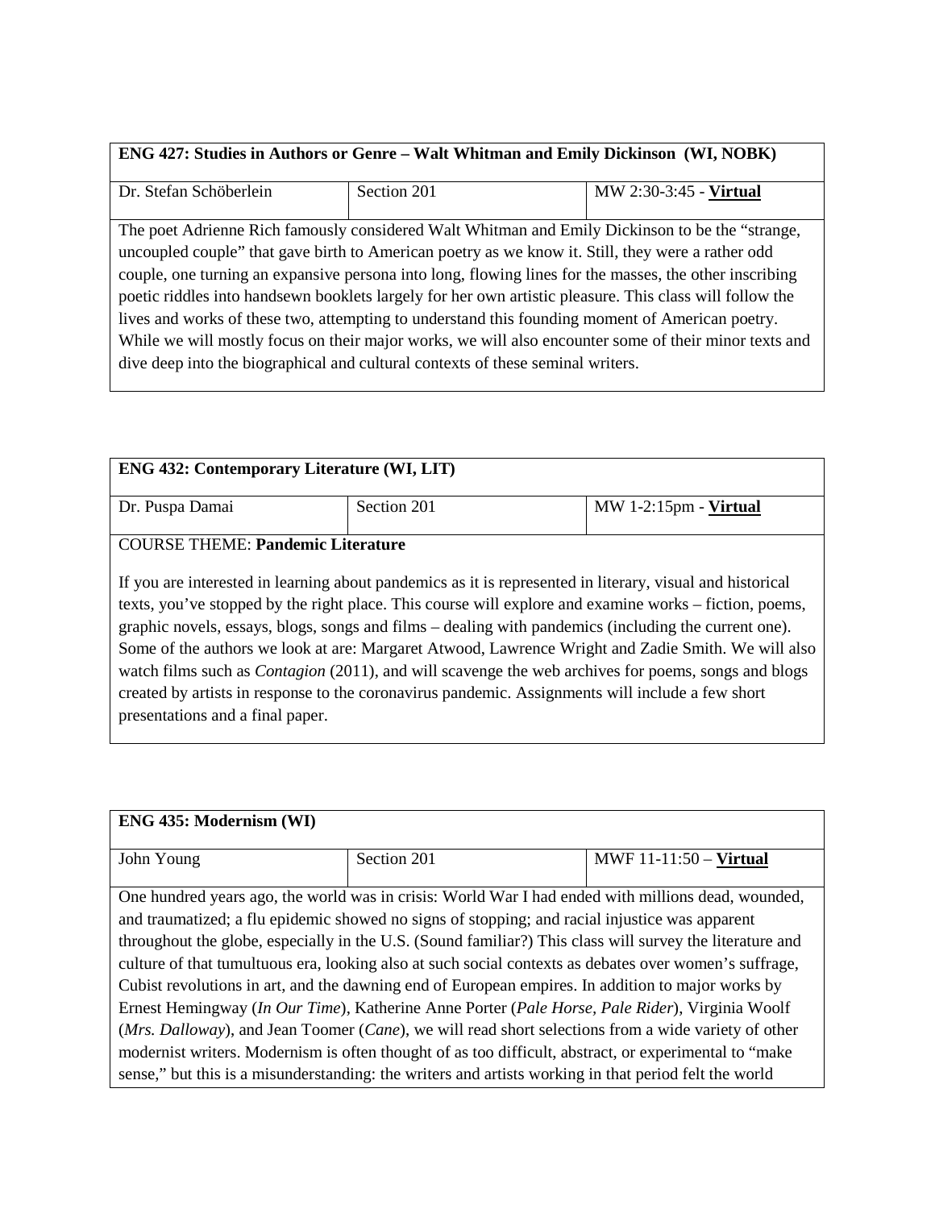| **ENG 427: Studies in Authors or Genre – Walt Whitman and Emily Dickinson (WI, NOBK)** | | |
|---|---|---|
| Dr. Stefan Schöberlein | Section 201 | MW 2:30-3:45 - **Virtual** |
| The poet Adrienne Rich famously considered Walt Whitman and Emily Dickinson to be the "strange, uncoupled couple" that gave birth to American poetry as we know it. Still, they were a rather odd couple, one turning an expansive persona into long, flowing lines for the masses, the other inscribing poetic riddles into handsewn booklets largely for her own artistic pleasure. This class will follow the lives and works of these two, attempting to understand this founding moment of American poetry. While we will mostly focus on their major works, we will also encounter some of their minor texts and dive deep into the biographical and cultural contexts of these seminal writers. | | |

| **ENG 432: Contemporary Literature (WI, LIT)** | | |
|---|---|---|
| Dr. Puspa Damai | Section 201 | MW 1-2:15pm - **Virtual** |
| COURSE THEME: **Pandemic Literature**<br><br>If you are interested in learning about pandemics as it is represented in literary, visual and historical texts, you've stopped by the right place. This course will explore and examine works – fiction, poems, graphic novels, essays, blogs, songs and films – dealing with pandemics (including the current one). Some of the authors we look at are: Margaret Atwood, Lawrence Wright and Zadie Smith. We will also watch films such as *Contagion* (2011), and will scavenge the web archives for poems, songs and blogs created by artists in response to the coronavirus pandemic. Assignments will include a few short presentations and a final paper. | | |

| **ENG 435: Modernism (WI)** | | |
|---|---|---|
| John Young | Section 201 | MWF 11-11:50 – **Virtual** |
| One hundred years ago, the world was in crisis: World War I had ended with millions dead, wounded, and traumatized; a flu epidemic showed no signs of stopping; and racial injustice was apparent throughout the globe, especially in the U.S. (Sound familiar?) This class will survey the literature and culture of that tumultuous era, looking also at such social contexts as debates over women's suffrage, Cubist revolutions in art, and the dawning end of European empires. In addition to major works by Ernest Hemingway (*In Our Time*), Katherine Anne Porter (*Pale Horse, Pale Rider*), Virginia Woolf (*Mrs. Dalloway*), and Jean Toomer (*Cane*), we will read short selections from a wide variety of other modernist writers. Modernism is often thought of as too difficult, abstract, or experimental to "make sense," but this is a misunderstanding: the writers and artists working in that period felt the world | | |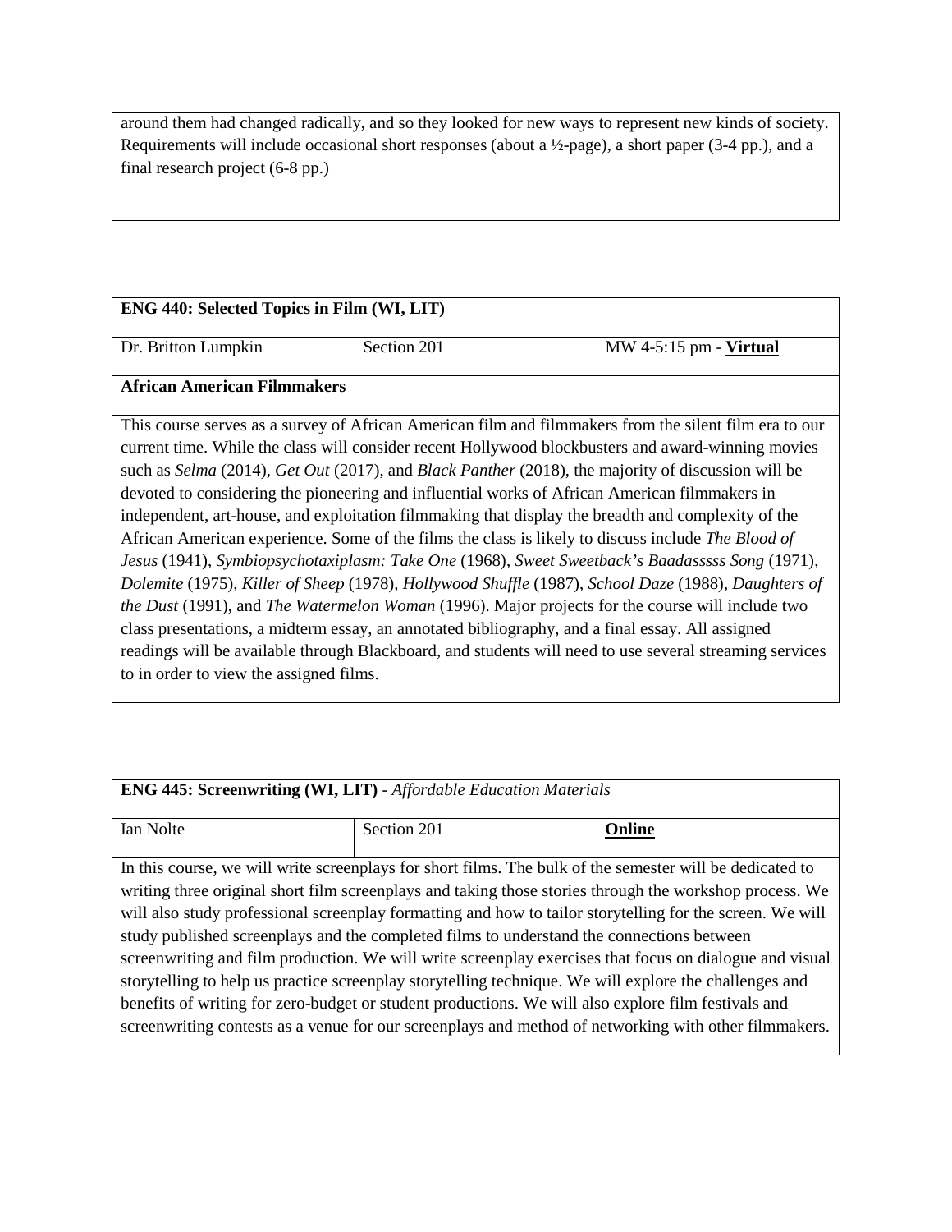around them had changed radically, and so they looked for new ways to represent new kinds of society. Requirements will include occasional short responses (about a ½-page), a short paper (3-4 pp.), and a final research project (6-8 pp.)

| **ENG 440: Selected Topics in Film (WI, LIT)** | | |
|---|---|---|
| Dr. Britton Lumpkin | Section 201 | MW 4-5:15 pm - **Virtual** |
| **African American Filmmakers** | | |
| This course serves as a survey of African American film and filmmakers from the silent film era to our current time. While the class will consider recent Hollywood blockbusters and award-winning movies such as *Selma* (2014), *Get Out* (2017), and *Black Panther* (2018), the majority of discussion will be devoted to considering the pioneering and influential works of African American filmmakers in independent, art-house, and exploitation filmmaking that display the breadth and complexity of the African American experience. Some of the films the class is likely to discuss include *The Blood of Jesus* (1941), *Symbiopsychotaxiplasm: Take One* (1968), *Sweet Sweetback's Baadasssss Song* (1971), *Dolemite* (1975), *Killer of Sheep* (1978), *Hollywood Shuffle* (1987), *School Daze* (1988), *Daughters of the Dust* (1991), and *The Watermelon Woman* (1996). Major projects for the course will include two class presentations, a midterm essay, an annotated bibliography, and a final essay. All assigned readings will be available through Blackboard, and students will need to use several streaming services to in order to view the assigned films. | | |

| **ENG 445: Screenwriting (WI, LIT)** - *Affordable Education Materials* | | |
|---|---|---|
| Ian Nolte | Section 201 | **Online** |
| In this course, we will write screenplays for short films. The bulk of the semester will be dedicated to writing three original short film screenplays and taking those stories through the workshop process. We will also study professional screenplay formatting and how to tailor storytelling for the screen. We will study published screenplays and the completed films to understand the connections between screenwriting and film production. We will write screenplay exercises that focus on dialogue and visual storytelling to help us practice screenplay storytelling technique. We will explore the challenges and benefits of writing for zero-budget or student productions. We will also explore film festivals and screenwriting contests as a venue for our screenplays and method of networking with other filmmakers. | | |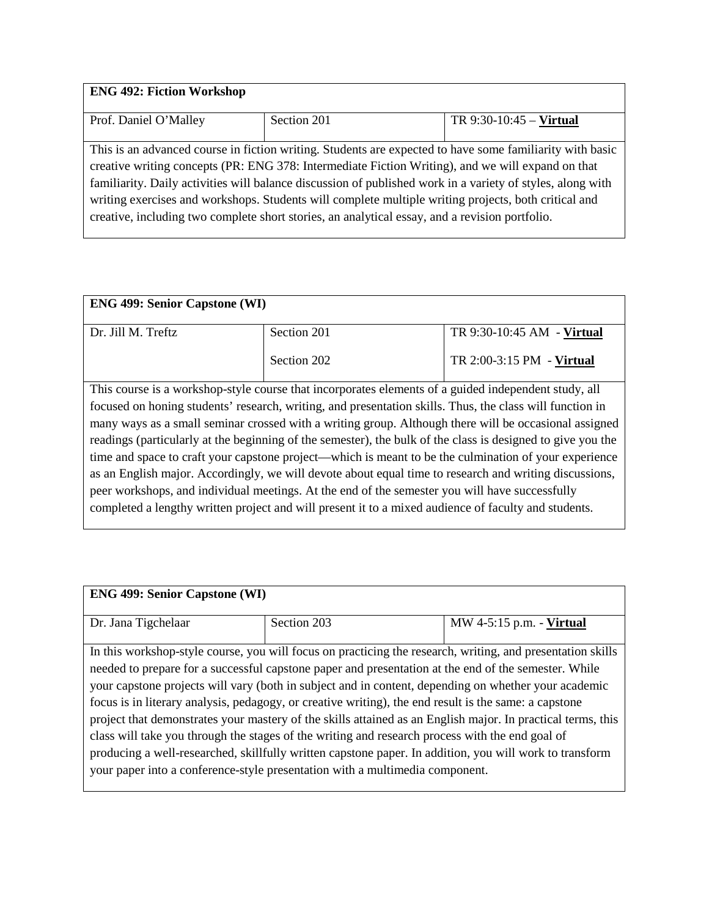| **ENG 492: Fiction Workshop** | | |
|---|---|---|
| Prof. Daniel O’Malley | Section 201 | TR 9:30-10:45 – **Virtual** |
| This is an advanced course in fiction writing. Students are expected to have some familiarity with basic creative writing concepts (PR: ENG 378: Intermediate Fiction Writing), and we will expand on that familiarity. Daily activities will balance discussion of published work in a variety of styles, along with writing exercises and workshops. Students will complete multiple writing projects, both critical and creative, including two complete short stories, an analytical essay, and a revision portfolio. | | |

| **ENG 499: Senior Capstone (WI)** | | |
|---|---|---|
| Dr. Jill M. Treftz | Section 201<br>Section 202 | TR 9:30-10:45 AM - **Virtual**<br>TR 2:00-3:15 PM - **Virtual** |
| This course is a workshop-style course that incorporates elements of a guided independent study, all focused on honing students’ research, writing, and presentation skills. Thus, the class will function in many ways as a small seminar crossed with a writing group. Although there will be occasional assigned readings (particularly at the beginning of the semester), the bulk of the class is designed to give you the time and space to craft your capstone project—which is meant to be the culmination of your experience as an English major. Accordingly, we will devote about equal time to research and writing discussions, peer workshops, and individual meetings. At the end of the semester you will have successfully completed a lengthy written project and will present it to a mixed audience of faculty and students. | | |

| **ENG 499: Senior Capstone (WI)** | | |
|---|---|---|
| Dr. Jana Tigchelaar | Section 203 | MW 4-5:15 p.m. - **Virtual** |
| In this workshop-style course, you will focus on practicing the research, writing, and presentation skills needed to prepare for a successful capstone paper and presentation at the end of the semester. While your capstone projects will vary (both in subject and in content, depending on whether your academic focus is in literary analysis, pedagogy, or creative writing), the end result is the same: a capstone project that demonstrates your mastery of the skills attained as an English major. In practical terms, this class will take you through the stages of the writing and research process with the end goal of producing a well-researched, skillfully written capstone paper. In addition, you will work to transform your paper into a conference-style presentation with a multimedia component. | | |